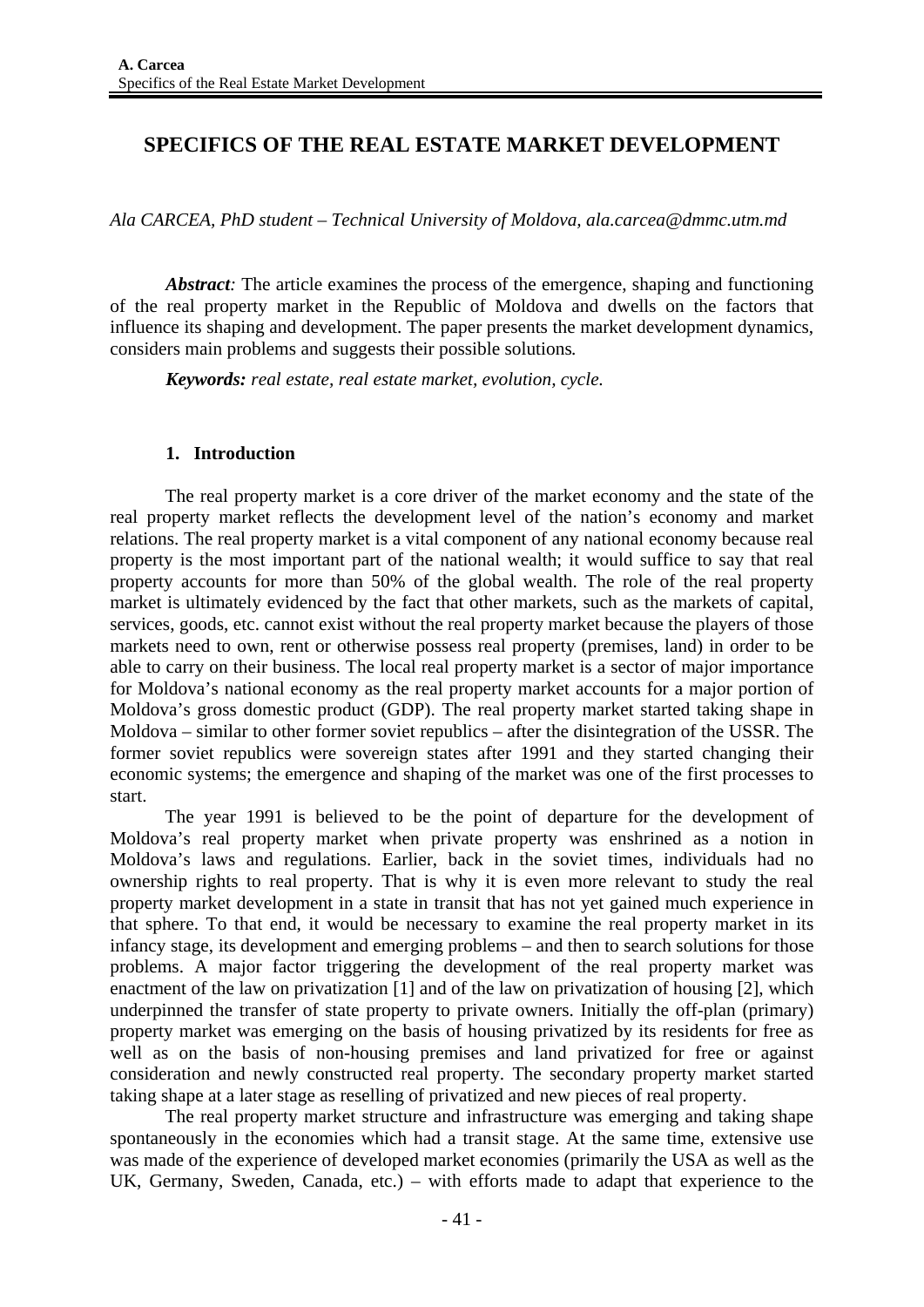# SPECIFICS OF THE REAL ESTATE MARKET DEVELOPMENT

*Ala CARCEA, PhD student – Technical University of Moldova, ala.carcea@dmmc.utm.md*

***Abstract:*** The article examines the process of the emergence, shaping and functioning of the real property market in the Republic of Moldova and dwells on the factors that influence its shaping and development. The paper presents the market development dynamics, considers main problems and suggests their possible solutions.

***Keywords:*** *real estate, real estate market, evolution, cycle.*

## 1. Introduction

The real property market is a core driver of the market economy and the state of the real property market reflects the development level of the nation's economy and market relations. The real property market is a vital component of any national economy because real property is the most important part of the national wealth; it would suffice to say that real property accounts for more than 50% of the global wealth. The role of the real property market is ultimately evidenced by the fact that other markets, such as the markets of capital, services, goods, etc. cannot exist without the real property market because the players of those markets need to own, rent or otherwise possess real property (premises, land) in order to be able to carry on their business. The local real property market is a sector of major importance for Moldova's national economy as the real property market accounts for a major portion of Moldova's gross domestic product (GDP). The real property market started taking shape in Moldova – similar to other former soviet republics – after the disintegration of the USSR. The former soviet republics were sovereign states after 1991 and they started changing their economic systems; the emergence and shaping of the market was one of the first processes to start.

The year 1991 is believed to be the point of departure for the development of Moldova's real property market when private property was enshrined as a notion in Moldova's laws and regulations. Earlier, back in the soviet times, individuals had no ownership rights to real property. That is why it is even more relevant to study the real property market development in a state in transit that has not yet gained much experience in that sphere. To that end, it would be necessary to examine the real property market in its infancy stage, its development and emerging problems – and then to search solutions for those problems. A major factor triggering the development of the real property market was enactment of the law on privatization [1] and of the law on privatization of housing [2], which underpinned the transfer of state property to private owners. Initially the off-plan (primary) property market was emerging on the basis of housing privatized by its residents for free as well as on the basis of non-housing premises and land privatized for free or against consideration and newly constructed real property. The secondary property market started taking shape at a later stage as reselling of privatized and new pieces of real property.

The real property market structure and infrastructure was emerging and taking shape spontaneously in the economies which had a transit stage. At the same time, extensive use was made of the experience of developed market economies (primarily the USA as well as the UK, Germany, Sweden, Canada, etc.) – with efforts made to adapt that experience to the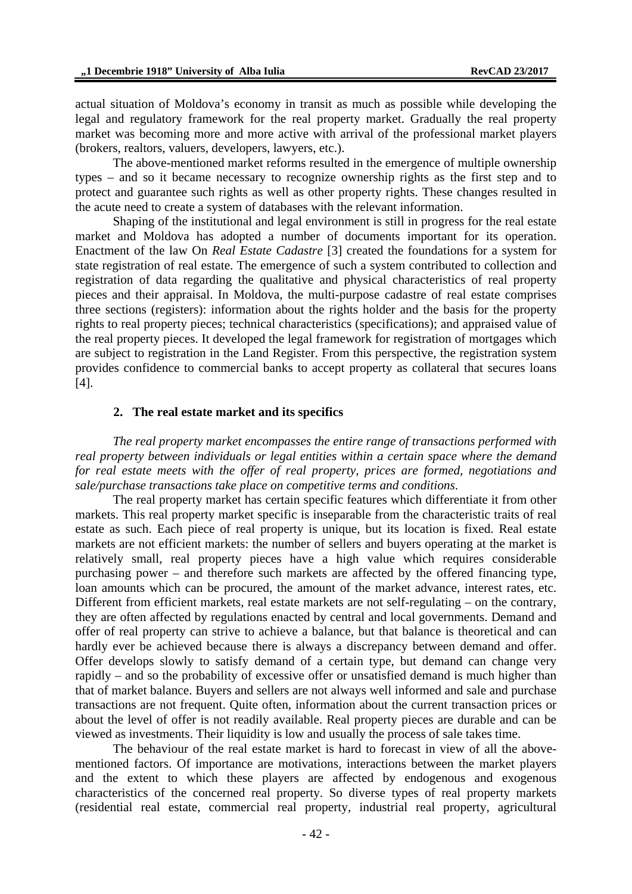actual situation of Moldova's economy in transit as much as possible while developing the legal and regulatory framework for the real property market. Gradually the real property market was becoming more and more active with arrival of the professional market players (brokers, realtors, valuers, developers, lawyers, etc.).

The above-mentioned market reforms resulted in the emergence of multiple ownership types – and so it became necessary to recognize ownership rights as the first step and to protect and guarantee such rights as well as other property rights. These changes resulted in the acute need to create a system of databases with the relevant information.

Shaping of the institutional and legal environment is still in progress for the real estate market and Moldova has adopted a number of documents important for its operation. Enactment of the law On *Real Estate Cadastre* [3] created the foundations for a system for state registration of real estate. The emergence of such a system contributed to collection and registration of data regarding the qualitative and physical characteristics of real property pieces and their appraisal. In Moldova, the multi-purpose cadastre of real estate comprises three sections (registers): information about the rights holder and the basis for the property rights to real property pieces; technical characteristics (specifications); and appraised value of the real property pieces. It developed the legal framework for registration of mortgages which are subject to registration in the Land Register. From this perspective, the registration system provides confidence to commercial banks to accept property as collateral that secures loans [4].

## 2. The real estate market and its specifics

*The real property market encompasses the entire range of transactions performed with real property between individuals or legal entities within a certain space where the demand for real estate meets with the offer of real property, prices are formed, negotiations and sale/purchase transactions take place on competitive terms and conditions.*

The real property market has certain specific features which differentiate it from other markets. This real property market specific is inseparable from the characteristic traits of real estate as such. Each piece of real property is unique, but its location is fixed. Real estate markets are not efficient markets: the number of sellers and buyers operating at the market is relatively small, real property pieces have a high value which requires considerable purchasing power – and therefore such markets are affected by the offered financing type, loan amounts which can be procured, the amount of the market advance, interest rates, etc. Different from efficient markets, real estate markets are not self-regulating – on the contrary, they are often affected by regulations enacted by central and local governments. Demand and offer of real property can strive to achieve a balance, but that balance is theoretical and can hardly ever be achieved because there is always a discrepancy between demand and offer. Offer develops slowly to satisfy demand of a certain type, but demand can change very rapidly – and so the probability of excessive offer or unsatisfied demand is much higher than that of market balance. Buyers and sellers are not always well informed and sale and purchase transactions are not frequent. Quite often, information about the current transaction prices or about the level of offer is not readily available. Real property pieces are durable and can be viewed as investments. Their liquidity is low and usually the process of sale takes time.

The behaviour of the real estate market is hard to forecast in view of all the above-mentioned factors. Of importance are motivations, interactions between the market players and the extent to which these players are affected by endogenous and exogenous characteristics of the concerned real property. So diverse types of real property markets (residential real estate, commercial real property, industrial real property, agricultural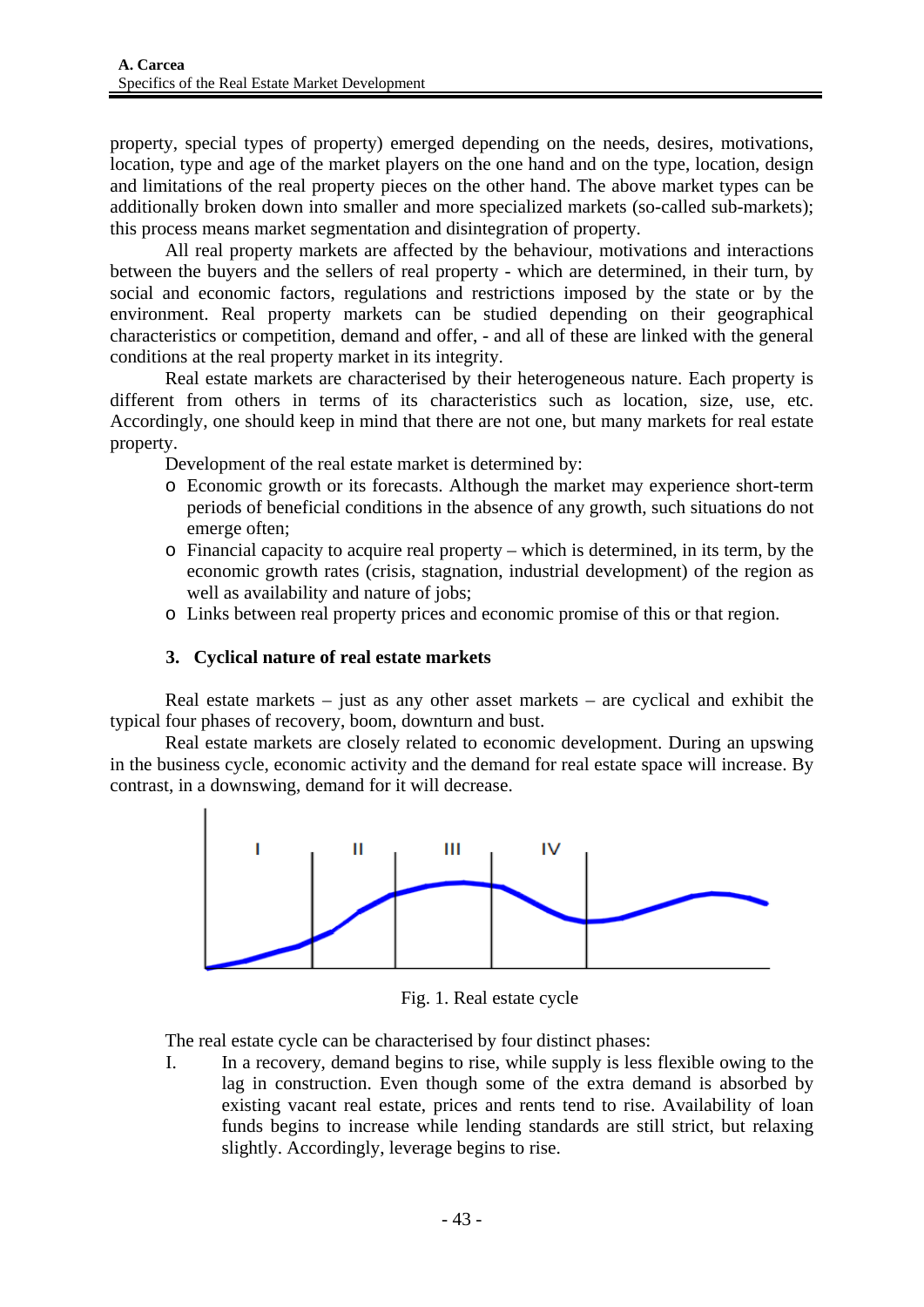property, special types of property) emerged depending on the needs, desires, motivations, location, type and age of the market players on the one hand and on the type, location, design and limitations of the real property pieces on the other hand. The above market types can be additionally broken down into smaller and more specialized markets (so-called sub-markets); this process means market segmentation and disintegration of property.

All real property markets are affected by the behaviour, motivations and interactions between the buyers and the sellers of real property - which are determined, in their turn, by social and economic factors, regulations and restrictions imposed by the state or by the environment. Real property markets can be studied depending on their geographical characteristics or competition, demand and offer, - and all of these are linked with the general conditions at the real property market in its integrity.

Real estate markets are characterised by their heterogeneous nature. Each property is different from others in terms of its characteristics such as location, size, use, etc. Accordingly, one should keep in mind that there are not one, but many markets for real estate property.

Development of the real estate market is determined by:

- Economic growth or its forecasts. Although the market may experience short-term periods of beneficial conditions in the absence of any growth, such situations do not emerge often;
- Financial capacity to acquire real property – which is determined, in its term, by the economic growth rates (crisis, stagnation, industrial development) of the region as well as availability and nature of jobs;
- Links between real property prices and economic promise of this or that region.

### 3. Cyclical nature of real estate markets

Real estate markets – just as any other asset markets – are cyclical and exhibit the typical four phases of recovery, boom, downturn and bust.

Real estate markets are closely related to economic development. During an upswing in the business cycle, economic activity and the demand for real estate space will increase. By contrast, in a downswing, demand for it will decrease.

Fig. 1. Real estate cycle

The real estate cycle can be characterised by four distinct phases:

I. In a recovery, demand begins to rise, while supply is less flexible owing to the lag in construction. Even though some of the extra demand is absorbed by existing vacant real estate, prices and rents tend to rise. Availability of loan funds begins to increase while lending standards are still strict, but relaxing slightly. Accordingly, leverage begins to rise.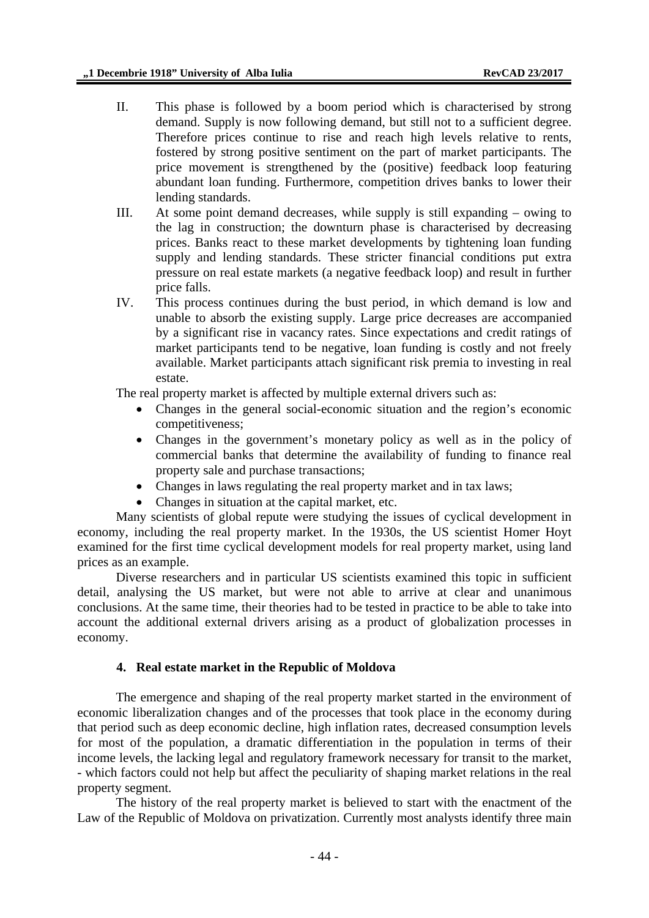II. This phase is followed by a boom period which is characterised by strong demand. Supply is now following demand, but still not to a sufficient degree. Therefore prices continue to rise and reach high levels relative to rents, fostered by strong positive sentiment on the part of market participants. The price movement is strengthened by the (positive) feedback loop featuring abundant loan funding. Furthermore, competition drives banks to lower their lending standards.

III. At some point demand decreases, while supply is still expanding – owing to the lag in construction; the downturn phase is characterised by decreasing prices. Banks react to these market developments by tightening loan funding supply and lending standards. These stricter financial conditions put extra pressure on real estate markets (a negative feedback loop) and result in further price falls.

IV. This process continues during the bust period, in which demand is low and unable to absorb the existing supply. Large price decreases are accompanied by a significant rise in vacancy rates. Since expectations and credit ratings of market participants tend to be negative, loan funding is costly and not freely available. Market participants attach significant risk premia to investing in real estate.

The real property market is affected by multiple external drivers such as:

- Changes in the general social-economic situation and the region's economic competitiveness;
- Changes in the government's monetary policy as well as in the policy of commercial banks that determine the availability of funding to finance real property sale and purchase transactions;
- Changes in laws regulating the real property market and in tax laws;
- Changes in situation at the capital market, etc.

Many scientists of global repute were studying the issues of cyclical development in economy, including the real property market. In the 1930s, the US scientist Homer Hoyt examined for the first time cyclical development models for real property market, using land prices as an example.

Diverse researchers and in particular US scientists examined this topic in sufficient detail, analysing the US market, but were not able to arrive at clear and unanimous conclusions. At the same time, their theories had to be tested in practice to be able to take into account the additional external drivers arising as a product of globalization processes in economy.

## 4. Real estate market in the Republic of Moldova

The emergence and shaping of the real property market started in the environment of economic liberalization changes and of the processes that took place in the economy during that period such as deep economic decline, high inflation rates, decreased consumption levels for most of the population, a dramatic differentiation in the population in terms of their income levels, the lacking legal and regulatory framework necessary for transit to the market, - which factors could not help but affect the peculiarity of shaping market relations in the real property segment.

The history of the real property market is believed to start with the enactment of the Law of the Republic of Moldova on privatization. Currently most analysts identify three main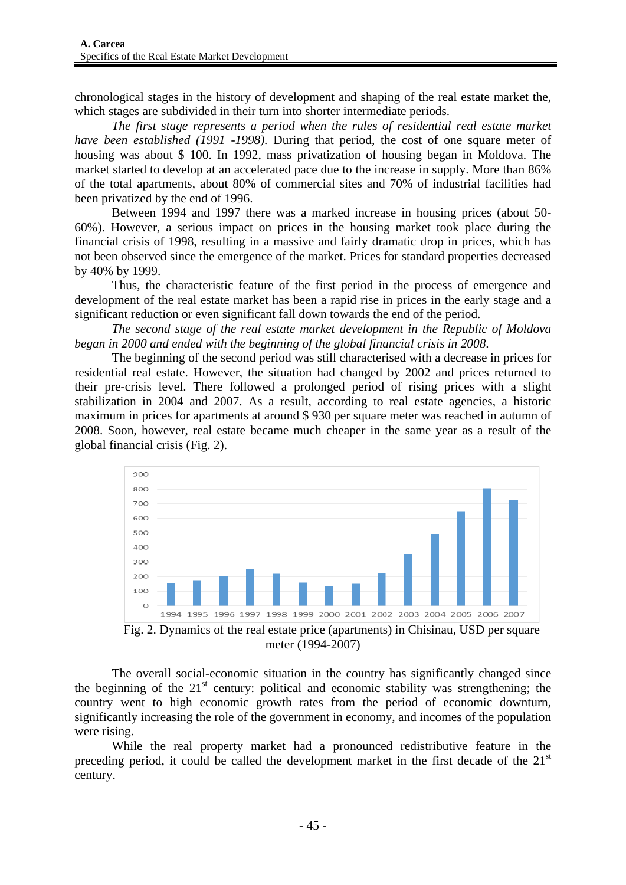chronological stages in the history of development and shaping of the real estate market the, which stages are subdivided in their turn into shorter intermediate periods.

*The first stage represents a period when the rules of residential real estate market have been established (1991 -1998).* During that period, the cost of one square meter of housing was about $ 100. In 1992, mass privatization of housing began in Moldova. The market started to develop at an accelerated pace due to the increase in supply. More than 86% of the total apartments, about 80% of commercial sites and 70% of industrial facilities had been privatized by the end of 1996.

Between 1994 and 1997 there was a marked increase in housing prices (about 50-60%). However, a serious impact on prices in the housing market took place during the financial crisis of 1998, resulting in a massive and fairly dramatic drop in prices, which has not been observed since the emergence of the market. Prices for standard properties decreased by 40% by 1999.

Thus, the characteristic feature of the first period in the process of emergence and development of the real estate market has been a rapid rise in prices in the early stage and a significant reduction or even significant fall down towards the end of the period.

*The second stage of the real estate market development in the Republic of Moldova began in 2000 and ended with the beginning of the global financial crisis in 2008.*

The beginning of the second period was still characterised with a decrease in prices for residential real estate. However, the situation had changed by 2002 and prices returned to their pre-crisis level. There followed a prolonged period of rising prices with a slight stabilization in 2004 and 2007. As a result, according to real estate agencies, a historic maximum in prices for apartments at around $ 930 per square meter was reached in autumn of 2008. Soon, however, real estate became much cheaper in the same year as a result of the global financial crisis (Fig. 2).

Fig. 2. Dynamics of the real estate price (apartments) in Chisinau, USD per square meter (1994-2007)

The overall social-economic situation in the country has significantly changed since the beginning of the 21st century: political and economic stability was strengthening; the country went to high economic growth rates from the period of economic downturn, significantly increasing the role of the government in economy, and incomes of the population were rising.

While the real property market had a pronounced redistributive feature in the preceding period, it could be called the development market in the first decade of the 21st century.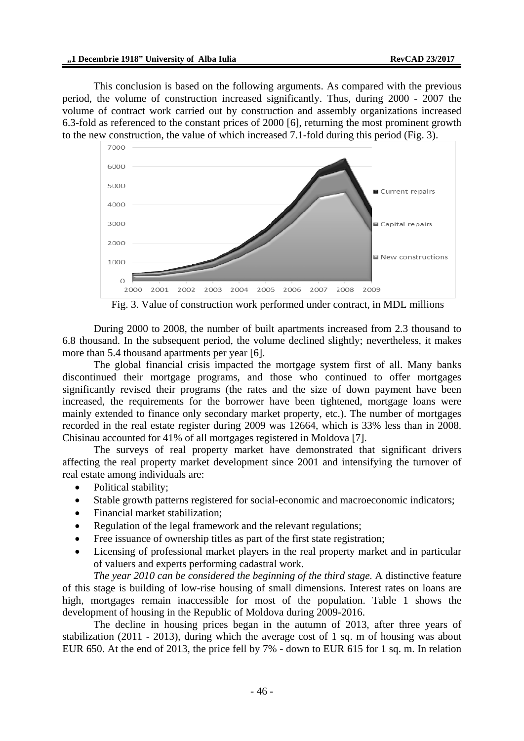This conclusion is based on the following arguments. As compared with the previous period, the volume of construction increased significantly. Thus, during 2000 - 2007 the volume of contract work carried out by construction and assembly organizations increased 6.3-fold as referenced to the constant prices of 2000 [6], returning the most prominent growth to the new construction, the value of which increased 7.1-fold during this period (Fig. 3).

Fig. 3. Value of construction work performed under contract, in MDL millions

During 2000 to 2008, the number of built apartments increased from 2.3 thousand to 6.8 thousand. In the subsequent period, the volume declined slightly; nevertheless, it makes more than 5.4 thousand apartments per year [6].

The global financial crisis impacted the mortgage system first of all. Many banks discontinued their mortgage programs, and those who continued to offer mortgages significantly revised their programs (the rates and the size of down payment have been increased, the requirements for the borrower have been tightened, mortgage loans were mainly extended to finance only secondary market property, etc.). The number of mortgages recorded in the real estate register during 2009 was 12664, which is 33% less than in 2008. Chisinau accounted for 41% of all mortgages registered in Moldova [7].

The surveys of real property market have demonstrated that significant drivers affecting the real property market development since 2001 and intensifying the turnover of real estate among individuals are:

- Political stability;
- Stable growth patterns registered for social-economic and macroeconomic indicators;
- Financial market stabilization;
- Regulation of the legal framework and the relevant regulations;
- Free issuance of ownership titles as part of the first state registration;
- Licensing of professional market players in the real property market and in particular of valuers and experts performing cadastral work.

*The year 2010 can be considered the beginning of the third stage.* A distinctive feature of this stage is building of low-rise housing of small dimensions. Interest rates on loans are high, mortgages remain inaccessible for most of the population. Table 1 shows the development of housing in the Republic of Moldova during 2009-2016.

The decline in housing prices began in the autumn of 2013, after three years of stabilization (2011 - 2013), during which the average cost of 1 sq. m of housing was about EUR 650. At the end of 2013, the price fell by 7% - down to EUR 615 for 1 sq. m. In relation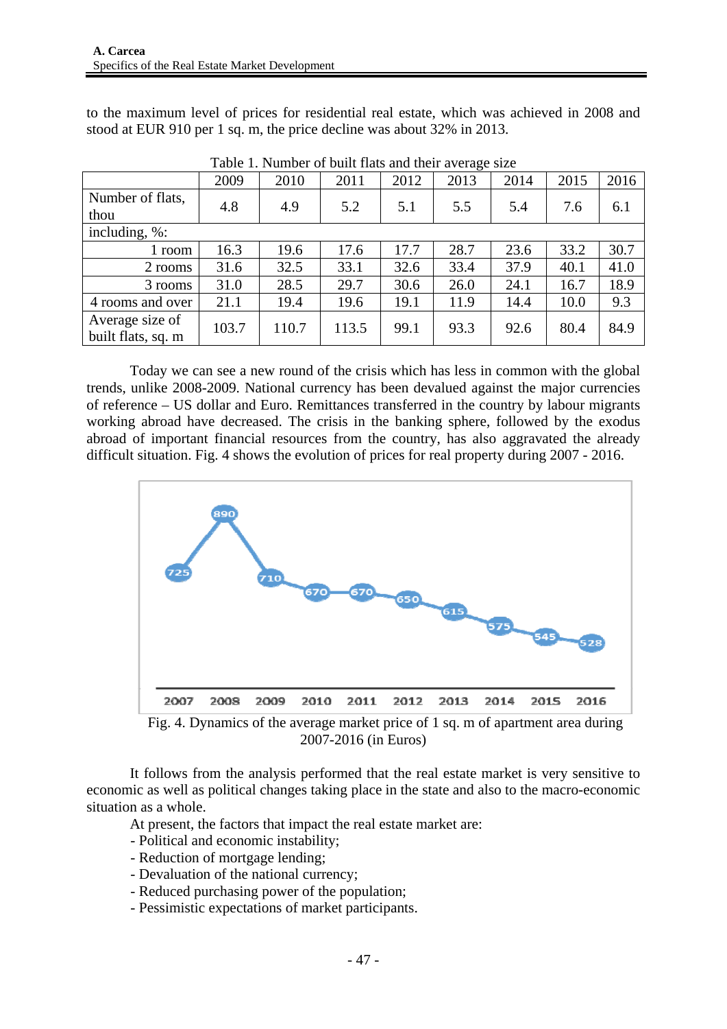to the maximum level of prices for residential real estate, which was achieved in 2008 and stood at EUR 910 per 1 sq. m, the price decline was about 32% in 2013.

Table 1. Number of built flats and their average size

| | 2009 | 2010 | 2011 | 2012 | 2013 | 2014 | 2015 | 2016 |
|---|---|---|---|---|---|---|---|---|
| Number of flats, thou | 4.8 | 4.9 | 5.2 | 5.1 | 5.5 | 5.4 | 7.6 | 6.1 |
| including, %: | | | | | | | | |
| 1 room | 16.3 | 19.6 | 17.6 | 17.7 | 28.7 | 23.6 | 33.2 | 30.7 |
| 2 rooms | 31.6 | 32.5 | 33.1 | 32.6 | 33.4 | 37.9 | 40.1 | 41.0 |
| 3 rooms | 31.0 | 28.5 | 29.7 | 30.6 | 26.0 | 24.1 | 16.7 | 18.9 |
| 4 rooms and over | 21.1 | 19.4 | 19.6 | 19.1 | 11.9 | 14.4 | 10.0 | 9.3 |
| Average size of built flats, sq. m | 103.7 | 110.7 | 113.5 | 99.1 | 93.3 | 92.6 | 80.4 | 84.9 |

Today we can see a new round of the crisis which has less in common with the global trends, unlike 2008-2009. National currency has been devalued against the major currencies of reference – US dollar and Euro. Remittances transferred in the country by labour migrants working abroad have decreased. The crisis in the banking sphere, followed by the exodus abroad of important financial resources from the country, has also aggravated the already difficult situation. Fig. 4 shows the evolution of prices for real property during 2007 - 2016.

| 2007 | 2008 | 2009 | 2010 | 2011 | 2012 | 2013 | 2014 | 2015 | 2016 |
|---|---|---|---|---|---|---|---|---|---|
| 725 | 890 | 710 | 670 | 670 | 650 | 615 | 575 | 545 | 528 |

Fig. 4. Dynamics of the average market price of 1 sq. m of apartment area during 2007-2016 (in Euros)

It follows from the analysis performed that the real estate market is very sensitive to economic as well as political changes taking place in the state and also to the macro-economic situation as a whole.

At present, the factors that impact the real estate market are:

- Political and economic instability;
- Reduction of mortgage lending;
- Devaluation of the national currency;
- Reduced purchasing power of the population;
- Pessimistic expectations of market participants.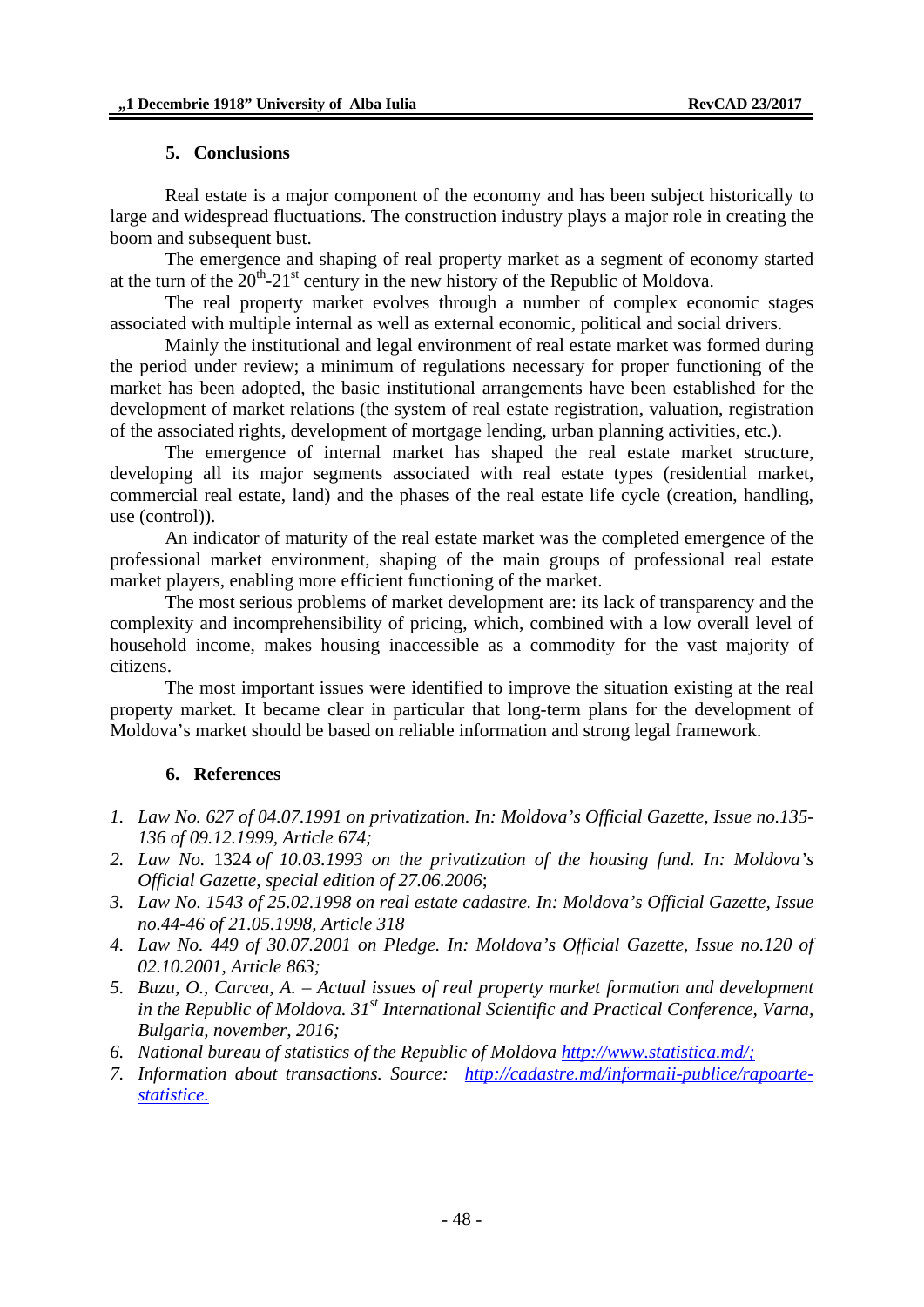## 5. Conclusions

Real estate is a major component of the economy and has been subject historically to large and widespread fluctuations. The construction industry plays a major role in creating the boom and subsequent bust.

The emergence and shaping of real property market as a segment of economy started at the turn of the 20$^{th}$-21$^{st}$ century in the new history of the Republic of Moldova.

The real property market evolves through a number of complex economic stages associated with multiple internal as well as external economic, political and social drivers.

Mainly the institutional and legal environment of real estate market was formed during the period under review; a minimum of regulations necessary for proper functioning of the market has been adopted, the basic institutional arrangements have been established for the development of market relations (the system of real estate registration, valuation, registration of the associated rights, development of mortgage lending, urban planning activities, etc.).

The emergence of internal market has shaped the real estate market structure, developing all its major segments associated with real estate types (residential market, commercial real estate, land) and the phases of the real estate life cycle (creation, handling, use (control)).

An indicator of maturity of the real estate market was the completed emergence of the professional market environment, shaping of the main groups of professional real estate market players, enabling more efficient functioning of the market.

The most serious problems of market development are: its lack of transparency and the complexity and incomprehensibility of pricing, which, combined with a low overall level of household income, makes housing inaccessible as a commodity for the vast majority of citizens.

The most important issues were identified to improve the situation existing at the real property market. It became clear in particular that long-term plans for the development of Moldova's market should be based on reliable information and strong legal framework.

## 6. References

1. *Law No. 627 of 04.07.1991 on privatization. In: Moldova's Official Gazette, Issue no.135-136 of 09.12.1999, Article 674;*
2. *Law No.* 1324 *of 10.03.1993 on the privatization of the housing fund. In: Moldova's Official Gazette, special edition of 27.06.2006*;
3. *Law No. 1543 of 25.02.1998 on real estate cadastre. In: Moldova's Official Gazette, Issue no.44-46 of 21.05.1998, Article 318*
4. *Law No. 449 of 30.07.2001 on Pledge. In: Moldova's Official Gazette, Issue no.120 of 02.10.2001, Article 863;*
5. *Buzu, O., Carcea, A. – Actual issues of real property market formation and development in the Republic of Moldova. 31$^{st}$ International Scientific and Practical Conference, Varna, Bulgaria, november, 2016;*
6. *National bureau of statistics of the Republic of Moldova http://www.statistica.md/;*
7. *Information about transactions. Source: http://cadastre.md/informaii-publice/rapoarte-statistice.*